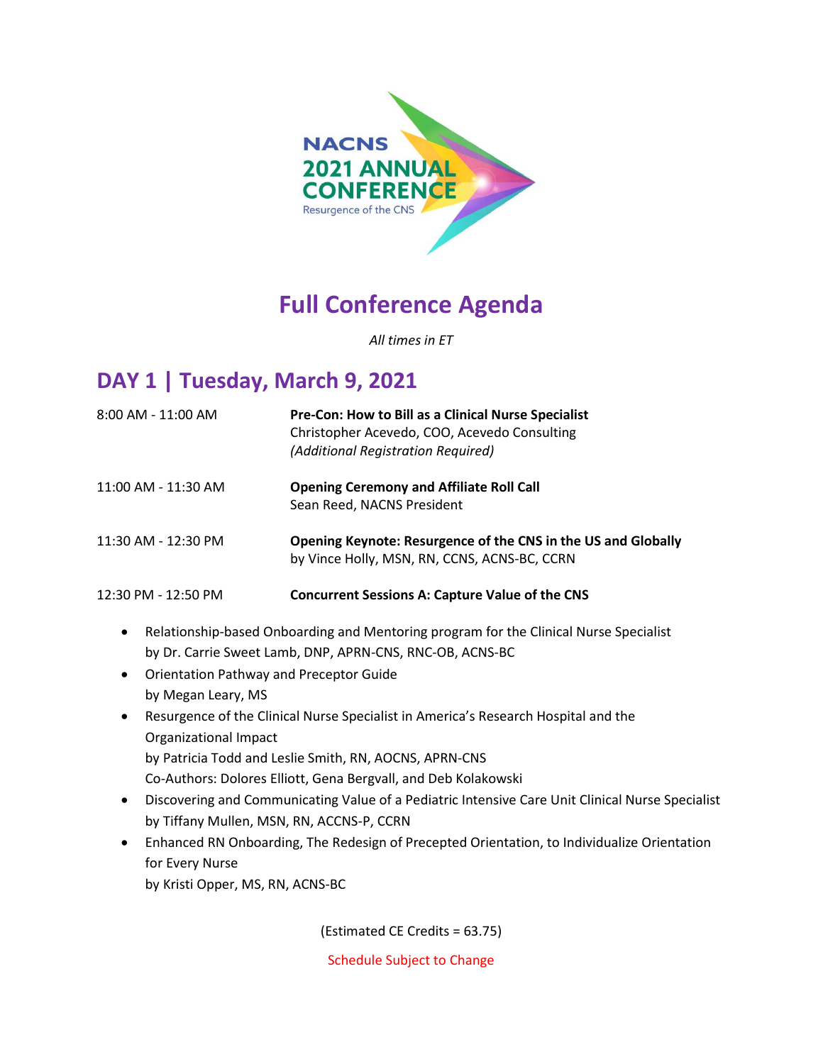NACNS
2021 ANNUAL CONFERENCE
Resurgence of the CNS

# Full Conference Agenda

*All times in ET*

## DAY 1 | Tuesday, March 9, 2021

8:00 AM - 11:00 AM
**Pre-Con: How to Bill as a Clinical Nurse Specialist**
Christopher Acevedo, COO, Acevedo Consulting
*(Additional Registration Required)*

11:00 AM - 11:30 AM
**Opening Ceremony and Affiliate Roll Call**
Sean Reed, NACNS President

11:30 AM - 12:30 PM
**Opening Keynote: Resurgence of the CNS in the US and Globally**
by Vince Holly, MSN, RN, CCNS, ACNS-BC, CCRN

12:30 PM - 12:50 PM
**Concurrent Sessions A: Capture Value of the CNS**

- Relationship-based Onboarding and Mentoring program for the Clinical Nurse Specialist
  by Dr. Carrie Sweet Lamb, DNP, APRN-CNS, RNC-OB, ACNS-BC
- Orientation Pathway and Preceptor Guide
  by Megan Leary, MS
- Resurgence of the Clinical Nurse Specialist in America's Research Hospital and the Organizational Impact
  by Patricia Todd and Leslie Smith, RN, AOCNS, APRN-CNS
  Co-Authors: Dolores Elliott, Gena Bergvall, and Deb Kolakowski
- Discovering and Communicating Value of a Pediatric Intensive Care Unit Clinical Nurse Specialist
  by Tiffany Mullen, MSN, RN, ACCNS-P, CCRN
- Enhanced RN Onboarding, The Redesign of Precepted Orientation, to Individualize Orientation for Every Nurse
  by Kristi Opper, MS, RN, ACNS-BC

(Estimated CE Credits = 63.75)

Schedule Subject to Change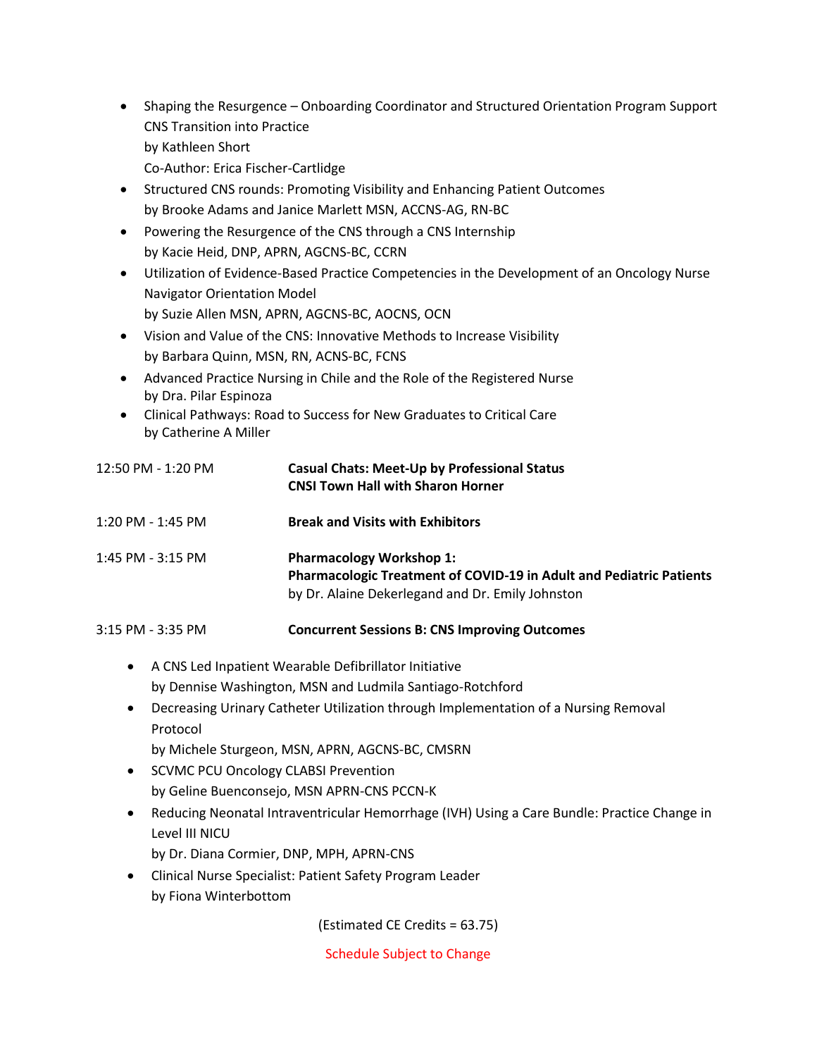- Shaping the Resurgence – Onboarding Coordinator and Structured Orientation Program Support CNS Transition into Practice
  by Kathleen Short
  Co-Author: Erica Fischer-Cartlidge
- Structured CNS rounds: Promoting Visibility and Enhancing Patient Outcomes
  by Brooke Adams and Janice Marlett MSN, ACCNS-AG, RN-BC
- Powering the Resurgence of the CNS through a CNS Internship
  by Kacie Heid, DNP, APRN, AGCNS-BC, CCRN
- Utilization of Evidence-Based Practice Competencies in the Development of an Oncology Nurse Navigator Orientation Model
  by Suzie Allen MSN, APRN, AGCNS-BC, AOCNS, OCN
- Vision and Value of the CNS: Innovative Methods to Increase Visibility
  by Barbara Quinn, MSN, RN, ACNS-BC, FCNS
- Advanced Practice Nursing in Chile and the Role of the Registered Nurse
  by Dra. Pilar Espinoza
- Clinical Pathways: Road to Success for New Graduates to Critical Care
  by Catherine A Miller

12:50 PM - 1:20 PM **Casual Chats: Meet-Up by Professional Status**
**CNSI Town Hall with Sharon Horner**

1:20 PM - 1:45 PM **Break and Visits with Exhibitors**

1:45 PM - 3:15 PM **Pharmacology Workshop 1:**
**Pharmacologic Treatment of COVID-19 in Adult and Pediatric Patients**
by Dr. Alaine Dekerlegand and Dr. Emily Johnston

3:15 PM - 3:35 PM **Concurrent Sessions B: CNS Improving Outcomes**

- A CNS Led Inpatient Wearable Defibrillator Initiative
  by Dennise Washington, MSN and Ludmila Santiago-Rotchford
- Decreasing Urinary Catheter Utilization through Implementation of a Nursing Removal Protocol
  by Michele Sturgeon, MSN, APRN, AGCNS-BC, CMSRN
- SCVMC PCU Oncology CLABSI Prevention
  by Geline Buenconsejo, MSN APRN-CNS PCCN-K
- Reducing Neonatal Intraventricular Hemorrhage (IVH) Using a Care Bundle: Practice Change in Level III NICU
  by Dr. Diana Cormier, DNP, MPH, APRN-CNS
- Clinical Nurse Specialist: Patient Safety Program Leader
  by Fiona Winterbottom

(Estimated CE Credits = 63.75)

Schedule Subject to Change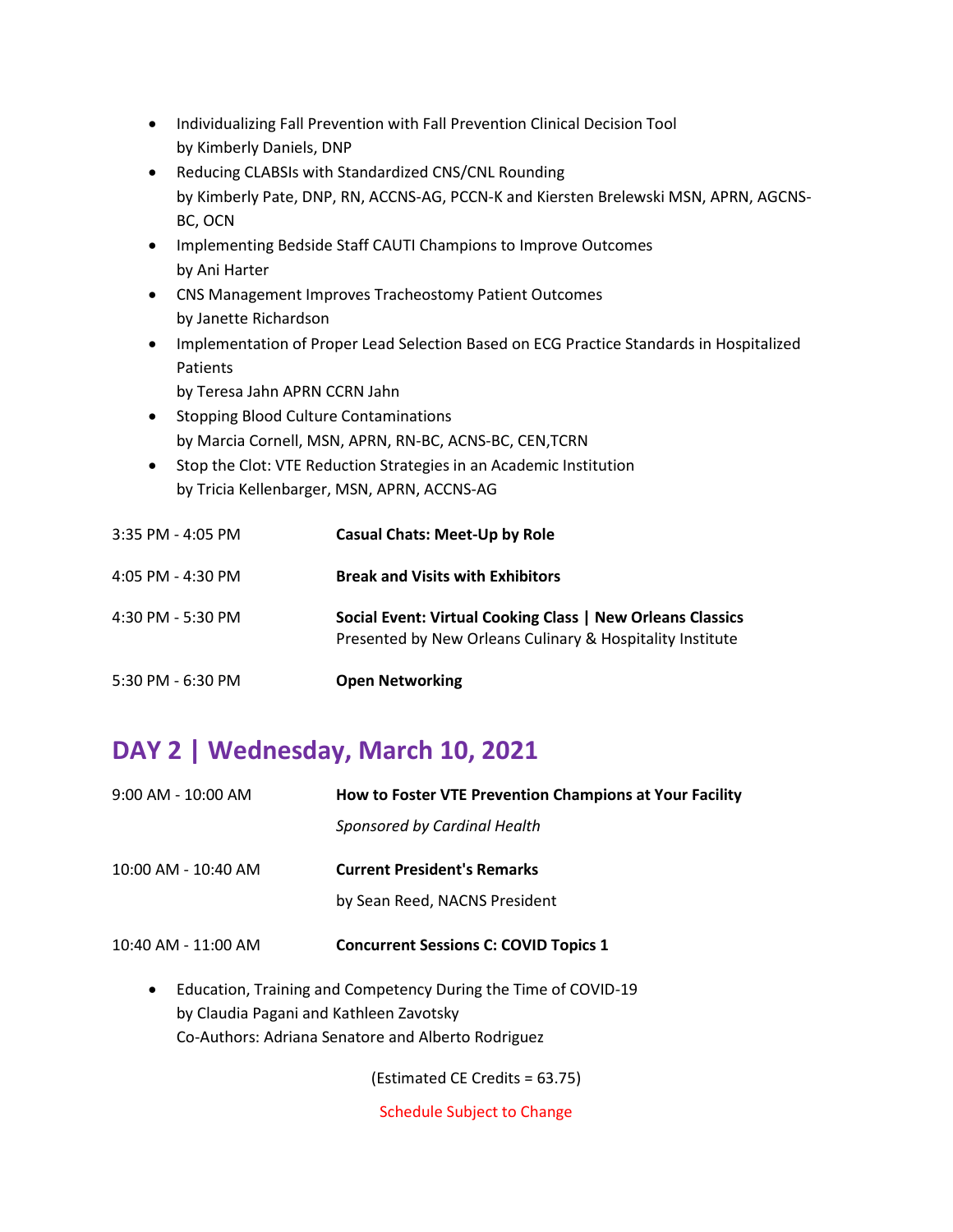- Individualizing Fall Prevention with Fall Prevention Clinical Decision Tool
  by Kimberly Daniels, DNP
- Reducing CLABSIs with Standardized CNS/CNL Rounding
  by Kimberly Pate, DNP, RN, ACCNS-AG, PCCN-K and Kiersten Brelewski MSN, APRN, AGCNS-BC, OCN
- Implementing Bedside Staff CAUTI Champions to Improve Outcomes
  by Ani Harter
- CNS Management Improves Tracheostomy Patient Outcomes
  by Janette Richardson
- Implementation of Proper Lead Selection Based on ECG Practice Standards in Hospitalized Patients
  by Teresa Jahn APRN CCRN Jahn
- Stopping Blood Culture Contaminations
  by Marcia Cornell, MSN, APRN, RN-BC, ACNS-BC, CEN,TCRN
- Stop the Clot: VTE Reduction Strategies in an Academic Institution
  by Tricia Kellenbarger, MSN, APRN, ACCNS-AG

3:35 PM - 4:05 PM **Casual Chats: Meet-Up by Role**

4:05 PM - 4:30 PM **Break and Visits with Exhibitors**

4:30 PM - 5:30 PM **Social Event: Virtual Cooking Class | New Orleans Classics**
Presented by New Orleans Culinary & Hospitality Institute

5:30 PM - 6:30 PM **Open Networking**

## DAY 2 | Wednesday, March 10, 2021

9:00 AM - 10:00 AM **How to Foster VTE Prevention Champions at Your Facility**
*Sponsored by Cardinal Health*

10:00 AM - 10:40 AM **Current President's Remarks**
by Sean Reed, NACNS President

10:40 AM - 11:00 AM **Concurrent Sessions C: COVID Topics 1**

- Education, Training and Competency During the Time of COVID-19
  by Claudia Pagani and Kathleen Zavotsky
  Co-Authors: Adriana Senatore and Alberto Rodriguez

(Estimated CE Credits = 63.75)

Schedule Subject to Change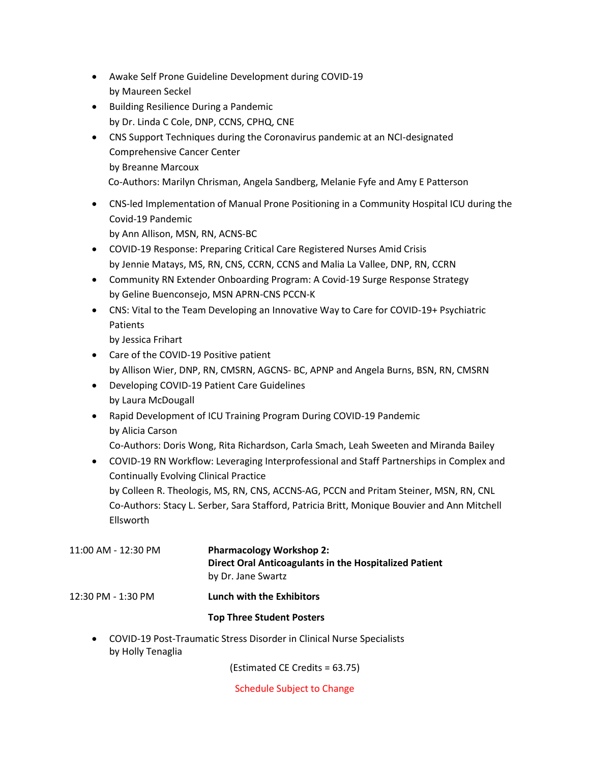- Awake Self Prone Guideline Development during COVID-19
  by Maureen Seckel
- Building Resilience During a Pandemic
  by Dr. Linda C Cole, DNP, CCNS, CPHQ, CNE
- CNS Support Techniques during the Coronavirus pandemic at an NCI-designated Comprehensive Cancer Center
  by Breanne Marcoux
  Co-Authors: Marilyn Chrisman, Angela Sandberg, Melanie Fyfe and Amy E Patterson
- CNS-led Implementation of Manual Prone Positioning in a Community Hospital ICU during the Covid-19 Pandemic
  by Ann Allison, MSN, RN, ACNS-BC
- COVID-19 Response: Preparing Critical Care Registered Nurses Amid Crisis
  by Jennie Matays, MS, RN, CNS, CCRN, CCNS and Malia La Vallee, DNP, RN, CCRN
- Community RN Extender Onboarding Program: A Covid-19 Surge Response Strategy
  by Geline Buenconsejo, MSN APRN-CNS PCCN-K
- CNS: Vital to the Team Developing an Innovative Way to Care for COVID-19+ Psychiatric Patients
  by Jessica Frihart
- Care of the COVID-19 Positive patient
  by Allison Wier, DNP, RN, CMSRN, AGCNS- BC, APNP and Angela Burns, BSN, RN, CMSRN
- Developing COVID-19 Patient Care Guidelines
  by Laura McDougall
- Rapid Development of ICU Training Program During COVID-19 Pandemic
  by Alicia Carson
  Co-Authors: Doris Wong, Rita Richardson, Carla Smach, Leah Sweeten and Miranda Bailey
- COVID-19 RN Workflow: Leveraging Interprofessional and Staff Partnerships in Complex and Continually Evolving Clinical Practice
  by Colleen R. Theologis, MS, RN, CNS, ACCNS-AG, PCCN and Pritam Steiner, MSN, RN, CNL
  Co-Authors: Stacy L. Serber, Sara Stafford, Patricia Britt, Monique Bouvier and Ann Mitchell Ellsworth

11:00 AM - 12:30 PM **Pharmacology Workshop 2:**
**Direct Oral Anticoagulants in the Hospitalized Patient**
by Dr. Jane Swartz

12:30 PM - 1:30 PM **Lunch with the Exhibitors**

**Top Three Student Posters**

- COVID-19 Post-Traumatic Stress Disorder in Clinical Nurse Specialists
  by Holly Tenaglia

(Estimated CE Credits = 63.75)

Schedule Subject to Change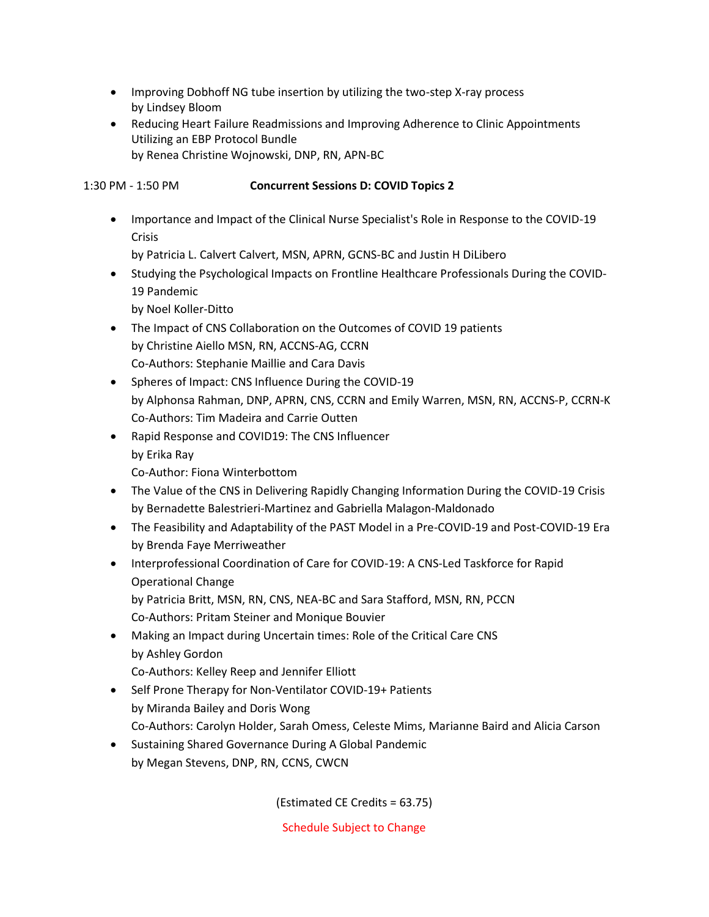- Improving Dobhoff NG tube insertion by utilizing the two-step X-ray process
  by Lindsey Bloom
- Reducing Heart Failure Readmissions and Improving Adherence to Clinic Appointments Utilizing an EBP Protocol Bundle
  by Renea Christine Wojnowski, DNP, RN, APN-BC

1:30 PM - 1:50 PM **Concurrent Sessions D: COVID Topics 2**

- Importance and Impact of the Clinical Nurse Specialist's Role in Response to the COVID-19 Crisis
  by Patricia L. Calvert Calvert, MSN, APRN, GCNS-BC and Justin H DiLibero
- Studying the Psychological Impacts on Frontline Healthcare Professionals During the COVID-19 Pandemic
  by Noel Koller-Ditto
- The Impact of CNS Collaboration on the Outcomes of COVID 19 patients
  by Christine Aiello MSN, RN, ACCNS-AG, CCRN
  Co-Authors: Stephanie Maillie and Cara Davis
- Spheres of Impact: CNS Influence During the COVID-19
  by Alphonsa Rahman, DNP, APRN, CNS, CCRN and Emily Warren, MSN, RN, ACCNS-P, CCRN-K
  Co-Authors: Tim Madeira and Carrie Outten
- Rapid Response and COVID19: The CNS Influencer
  by Erika Ray
  Co-Author: Fiona Winterbottom
- The Value of the CNS in Delivering Rapidly Changing Information During the COVID-19 Crisis
  by Bernadette Balestrieri-Martinez and Gabriella Malagon-Maldonado
- The Feasibility and Adaptability of the PAST Model in a Pre-COVID-19 and Post-COVID-19 Era
  by Brenda Faye Merriweather
- Interprofessional Coordination of Care for COVID-19: A CNS-Led Taskforce for Rapid Operational Change
  by Patricia Britt, MSN, RN, CNS, NEA-BC and Sara Stafford, MSN, RN, PCCN
  Co-Authors: Pritam Steiner and Monique Bouvier
- Making an Impact during Uncertain times: Role of the Critical Care CNS
  by Ashley Gordon
  Co-Authors: Kelley Reep and Jennifer Elliott
- Self Prone Therapy for Non-Ventilator COVID-19+ Patients
  by Miranda Bailey and Doris Wong
  Co-Authors: Carolyn Holder, Sarah Omess, Celeste Mims, Marianne Baird and Alicia Carson
- Sustaining Shared Governance During A Global Pandemic
  by Megan Stevens, DNP, RN, CCNS, CWCN

(Estimated CE Credits = 63.75)

Schedule Subject to Change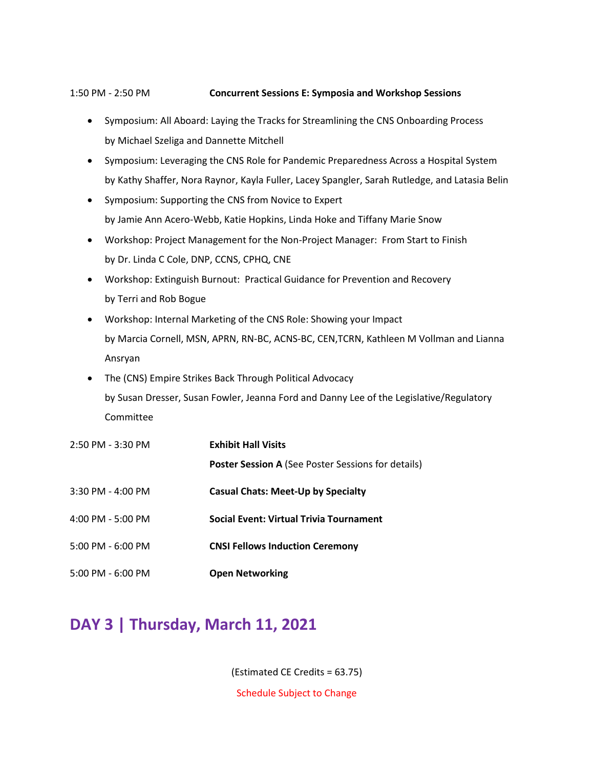1:50 PM - 2:50 PM **Concurrent Sessions E: Symposia and Workshop Sessions**

- Symposium: All Aboard: Laying the Tracks for Streamlining the CNS Onboarding Process
  by Michael Szeliga and Dannette Mitchell
- Symposium: Leveraging the CNS Role for Pandemic Preparedness Across a Hospital System
  by Kathy Shaffer, Nora Raynor, Kayla Fuller, Lacey Spangler, Sarah Rutledge, and Latasia Belin
- Symposium: Supporting the CNS from Novice to Expert
  by Jamie Ann Acero-Webb, Katie Hopkins, Linda Hoke and Tiffany Marie Snow
- Workshop: Project Management for the Non-Project Manager:  From Start to Finish
  by Dr. Linda C Cole, DNP, CCNS, CPHQ, CNE
- Workshop: Extinguish Burnout:  Practical Guidance for Prevention and Recovery
  by Terri and Rob Bogue
- Workshop: Internal Marketing of the CNS Role: Showing your Impact
  by Marcia Cornell, MSN, APRN, RN-BC, ACNS-BC, CEN,TCRN, Kathleen M Vollman and Lianna Ansryan
- The (CNS) Empire Strikes Back Through Political Advocacy
  by Susan Dresser, Susan Fowler, Jeanna Ford and Danny Lee of the Legislative/Regulatory Committee

| | |
|---|---|
| 2:50 PM - 3:30 PM | **Exhibit Hall Visits** |
| | **Poster Session A** (See Poster Sessions for details) |
| 3:30 PM - 4:00 PM | **Casual Chats: Meet-Up by Specialty** |
| 4:00 PM - 5:00 PM | **Social Event: Virtual Trivia Tournament** |
| 5:00 PM - 6:00 PM | **CNSI Fellows Induction Ceremony** |
| 5:00 PM - 6:00 PM | **Open Networking** |

## DAY 3 | Thursday, March 11, 2021

(Estimated CE Credits = 63.75)

Schedule Subject to Change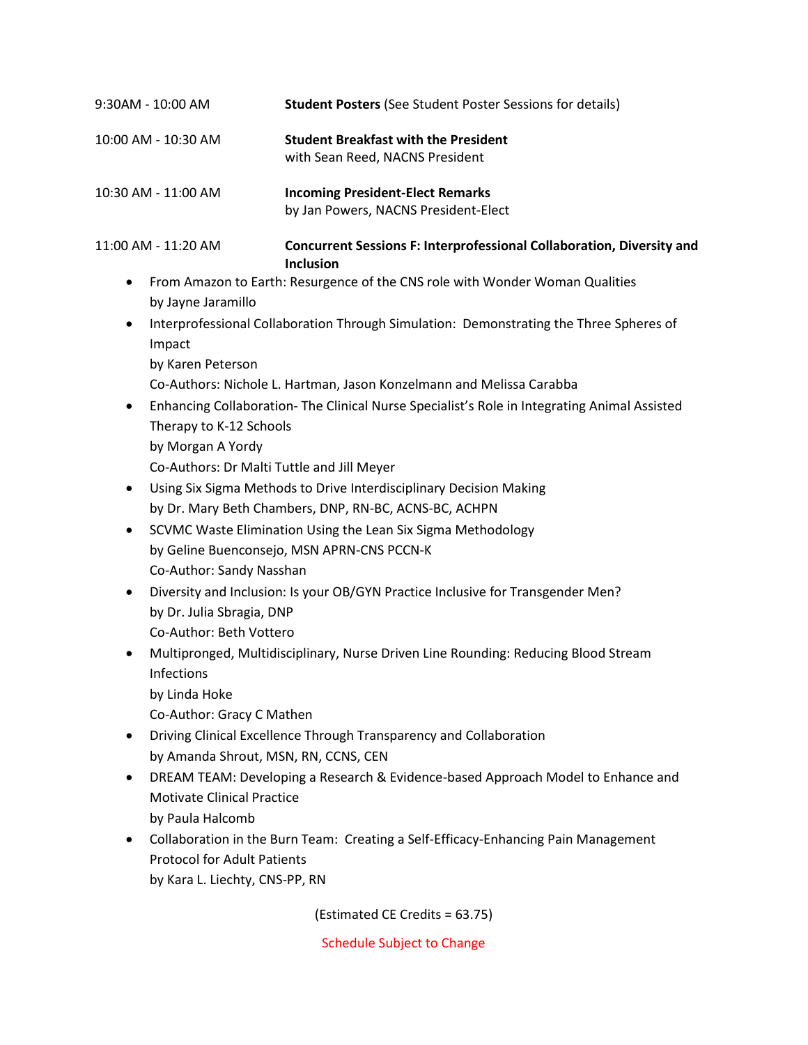9:30AM - 10:00 AM **Student Posters** (See Student Poster Sessions for details)

10:00 AM - 10:30 AM **Student Breakfast with the President**
with Sean Reed, NACNS President

10:30 AM - 11:00 AM **Incoming President-Elect Remarks**
by Jan Powers, NACNS President-Elect

11:00 AM - 11:20 AM **Concurrent Sessions F: Interprofessional Collaboration, Diversity and Inclusion**

- From Amazon to Earth: Resurgence of the CNS role with Wonder Woman Qualities
  by Jayne Jaramillo
- Interprofessional Collaboration Through Simulation: Demonstrating the Three Spheres of Impact
  by Karen Peterson
  Co-Authors: Nichole L. Hartman, Jason Konzelmann and Melissa Carabba
- Enhancing Collaboration- The Clinical Nurse Specialist's Role in Integrating Animal Assisted Therapy to K-12 Schools
  by Morgan A Yordy
  Co-Authors: Dr Malti Tuttle and Jill Meyer
- Using Six Sigma Methods to Drive Interdisciplinary Decision Making
  by Dr. Mary Beth Chambers, DNP, RN-BC, ACNS-BC, ACHPN
- SCVMC Waste Elimination Using the Lean Six Sigma Methodology
  by Geline Buenconsejo, MSN APRN-CNS PCCN-K
  Co-Author: Sandy Nasshan
- Diversity and Inclusion: Is your OB/GYN Practice Inclusive for Transgender Men?
  by Dr. Julia Sbragia, DNP
  Co-Author: Beth Vottero
- Multipronged, Multidisciplinary, Nurse Driven Line Rounding: Reducing Blood Stream Infections
  by Linda Hoke
  Co-Author: Gracy C Mathen
- Driving Clinical Excellence Through Transparency and Collaboration
  by Amanda Shrout, MSN, RN, CCNS, CEN
- DREAM TEAM: Developing a Research & Evidence-based Approach Model to Enhance and Motivate Clinical Practice
  by Paula Halcomb
- Collaboration in the Burn Team: Creating a Self-Efficacy-Enhancing Pain Management Protocol for Adult Patients
  by Kara L. Liechty, CNS-PP, RN

(Estimated CE Credits = 63.75)

Schedule Subject to Change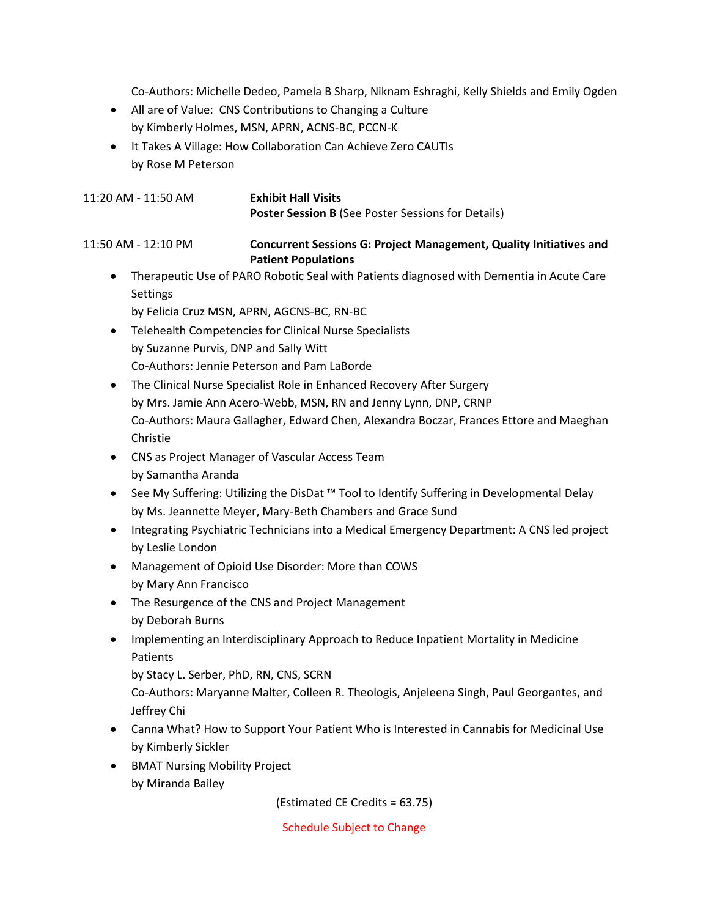Co-Authors: Michelle Dedeo, Pamela B Sharp, Niknam Eshraghi, Kelly Shields and Emily Ogden

- All are of Value: CNS Contributions to Changing a Culture
  by Kimberly Holmes, MSN, APRN, ACNS-BC, PCCN-K
- It Takes A Village: How Collaboration Can Achieve Zero CAUTIs
  by Rose M Peterson

11:20 AM - 11:50 AM **Exhibit Hall Visits**
**Poster Session B** (See Poster Sessions for Details)

11:50 AM - 12:10 PM **Concurrent Sessions G: Project Management, Quality Initiatives and Patient Populations**

- Therapeutic Use of PARO Robotic Seal with Patients diagnosed with Dementia in Acute Care Settings
  by Felicia Cruz MSN, APRN, AGCNS-BC, RN-BC
- Telehealth Competencies for Clinical Nurse Specialists
  by Suzanne Purvis, DNP and Sally Witt
  Co-Authors: Jennie Peterson and Pam LaBorde
- The Clinical Nurse Specialist Role in Enhanced Recovery After Surgery
  by Mrs. Jamie Ann Acero-Webb, MSN, RN and Jenny Lynn, DNP, CRNP
  Co-Authors: Maura Gallagher, Edward Chen, Alexandra Boczar, Frances Ettore and Maeghan Christie
- CNS as Project Manager of Vascular Access Team
  by Samantha Aranda
- See My Suffering: Utilizing the DisDat ™ Tool to Identify Suffering in Developmental Delay
  by Ms. Jeannette Meyer, Mary-Beth Chambers and Grace Sund
- Integrating Psychiatric Technicians into a Medical Emergency Department: A CNS led project
  by Leslie London
- Management of Opioid Use Disorder: More than COWS
  by Mary Ann Francisco
- The Resurgence of the CNS and Project Management
  by Deborah Burns
- Implementing an Interdisciplinary Approach to Reduce Inpatient Mortality in Medicine Patients
  by Stacy L. Serber, PhD, RN, CNS, SCRN
  Co-Authors: Maryanne Malter, Colleen R. Theologis, Anjeleena Singh, Paul Georgantes, and Jeffrey Chi
- Canna What? How to Support Your Patient Who is Interested in Cannabis for Medicinal Use
  by Kimberly Sickler
- BMAT Nursing Mobility Project
  by Miranda Bailey

(Estimated CE Credits = 63.75)

Schedule Subject to Change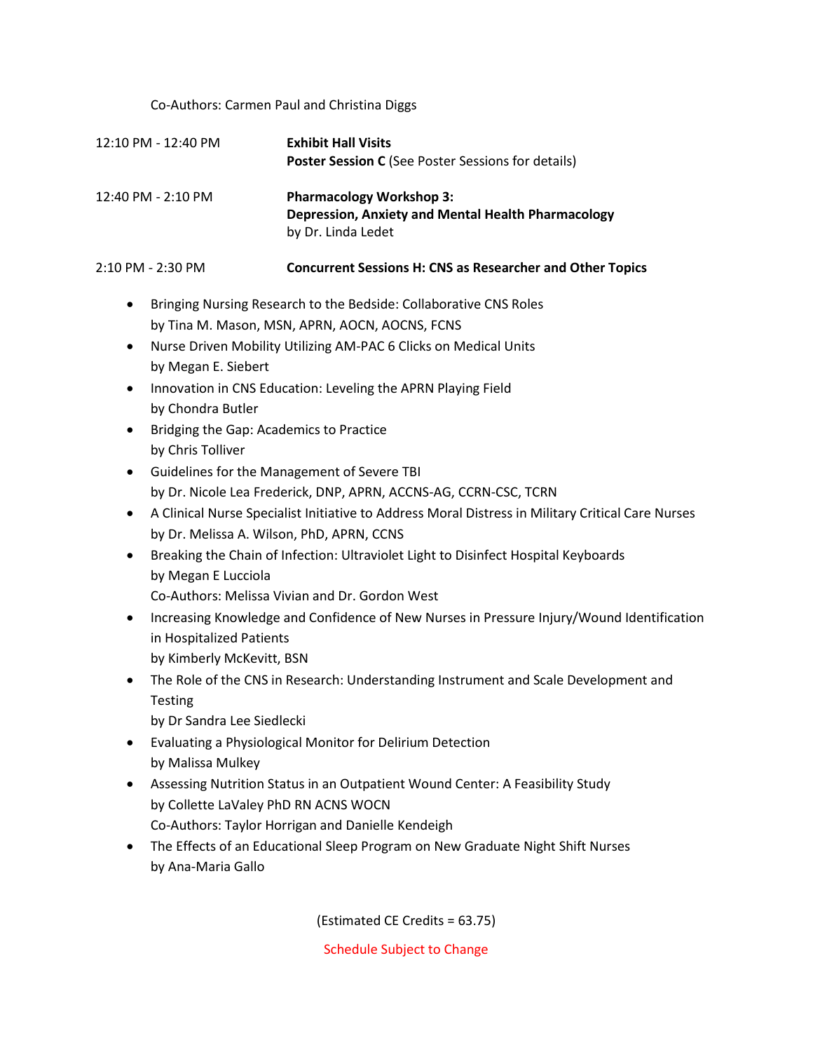Co-Authors: Carmen Paul and Christina Diggs

12:10 PM - 12:40 PM — **Exhibit Hall Visits**
**Poster Session C** (See Poster Sessions for details)

12:40 PM - 2:10 PM — **Pharmacology Workshop 3:**
**Depression, Anxiety and Mental Health Pharmacology**
by Dr. Linda Ledet

2:10 PM - 2:30 PM — **Concurrent Sessions H: CNS as Researcher and Other Topics**

- Bringing Nursing Research to the Bedside: Collaborative CNS Roles
  by Tina M. Mason, MSN, APRN, AOCN, AOCNS, FCNS
- Nurse Driven Mobility Utilizing AM-PAC 6 Clicks on Medical Units
  by Megan E. Siebert
- Innovation in CNS Education: Leveling the APRN Playing Field
  by Chondra Butler
- Bridging the Gap: Academics to Practice
  by Chris Tolliver
- Guidelines for the Management of Severe TBI
  by Dr. Nicole Lea Frederick, DNP, APRN, ACCNS-AG, CCRN-CSC, TCRN
- A Clinical Nurse Specialist Initiative to Address Moral Distress in Military Critical Care Nurses
  by Dr. Melissa A. Wilson, PhD, APRN, CCNS
- Breaking the Chain of Infection: Ultraviolet Light to Disinfect Hospital Keyboards
  by Megan E Lucciola
  Co-Authors: Melissa Vivian and Dr. Gordon West
- Increasing Knowledge and Confidence of New Nurses in Pressure Injury/Wound Identification in Hospitalized Patients
  by Kimberly McKevitt, BSN
- The Role of the CNS in Research: Understanding Instrument and Scale Development and Testing
  by Dr Sandra Lee Siedlecki
- Evaluating a Physiological Monitor for Delirium Detection
  by Malissa Mulkey
- Assessing Nutrition Status in an Outpatient Wound Center: A Feasibility Study
  by Collette LaValey PhD RN ACNS WOCN
  Co-Authors: Taylor Horrigan and Danielle Kendeigh
- The Effects of an Educational Sleep Program on New Graduate Night Shift Nurses
  by Ana-Maria Gallo

(Estimated CE Credits = 63.75)

Schedule Subject to Change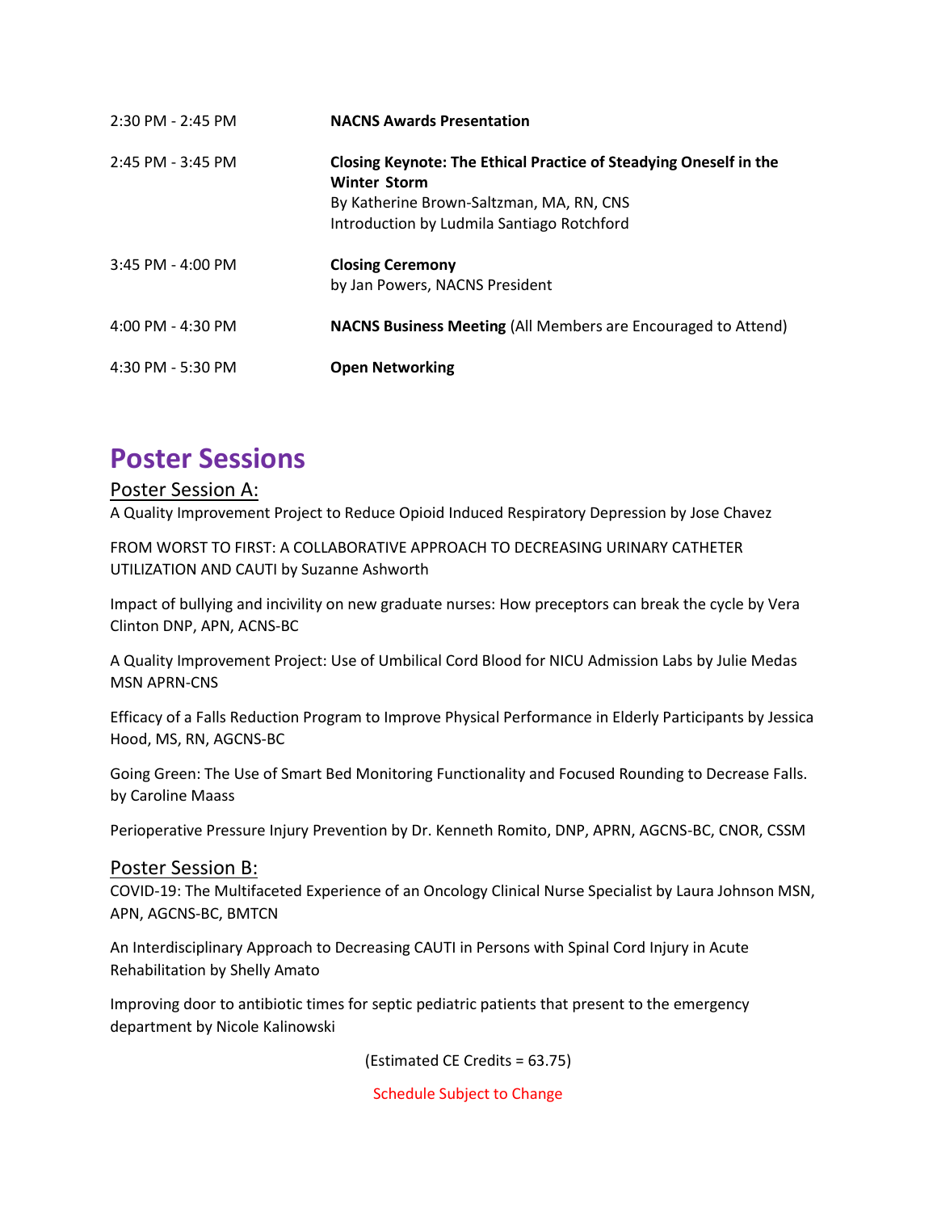| | |
|---|---|
| 2:30 PM - 2:45 PM | **NACNS Awards Presentation** |
| 2:45 PM - 3:45 PM | **Closing Keynote: The Ethical Practice of Steadying Oneself in the Winter Storm**<br>By Katherine Brown-Saltzman, MA, RN, CNS<br>Introduction by Ludmila Santiago Rotchford |
| 3:45 PM - 4:00 PM | **Closing Ceremony**<br>by Jan Powers, NACNS President |
| 4:00 PM - 4:30 PM | **NACNS Business Meeting** (All Members are Encouraged to Attend) |
| 4:30 PM - 5:30 PM | **Open Networking** |

# Poster Sessions

## Poster Session A:

A Quality Improvement Project to Reduce Opioid Induced Respiratory Depression by Jose Chavez

FROM WORST TO FIRST: A COLLABORATIVE APPROACH TO DECREASING URINARY CATHETER UTILIZATION AND CAUTI by Suzanne Ashworth

Impact of bullying and incivility on new graduate nurses: How preceptors can break the cycle by Vera Clinton DNP, APN, ACNS-BC

A Quality Improvement Project: Use of Umbilical Cord Blood for NICU Admission Labs by Julie Medas MSN APRN-CNS

Efficacy of a Falls Reduction Program to Improve Physical Performance in Elderly Participants by Jessica Hood, MS, RN, AGCNS-BC

Going Green: The Use of Smart Bed Monitoring Functionality and Focused Rounding to Decrease Falls. by Caroline Maass

Perioperative Pressure Injury Prevention by Dr. Kenneth Romito, DNP, APRN, AGCNS-BC, CNOR, CSSM

## Poster Session B:

COVID-19: The Multifaceted Experience of an Oncology Clinical Nurse Specialist by Laura Johnson MSN, APN, AGCNS-BC, BMTCN

An Interdisciplinary Approach to Decreasing CAUTI in Persons with Spinal Cord Injury in Acute Rehabilitation by Shelly Amato

Improving door to antibiotic times for septic pediatric patients that present to the emergency department by Nicole Kalinowski

(Estimated CE Credits = 63.75)

Schedule Subject to Change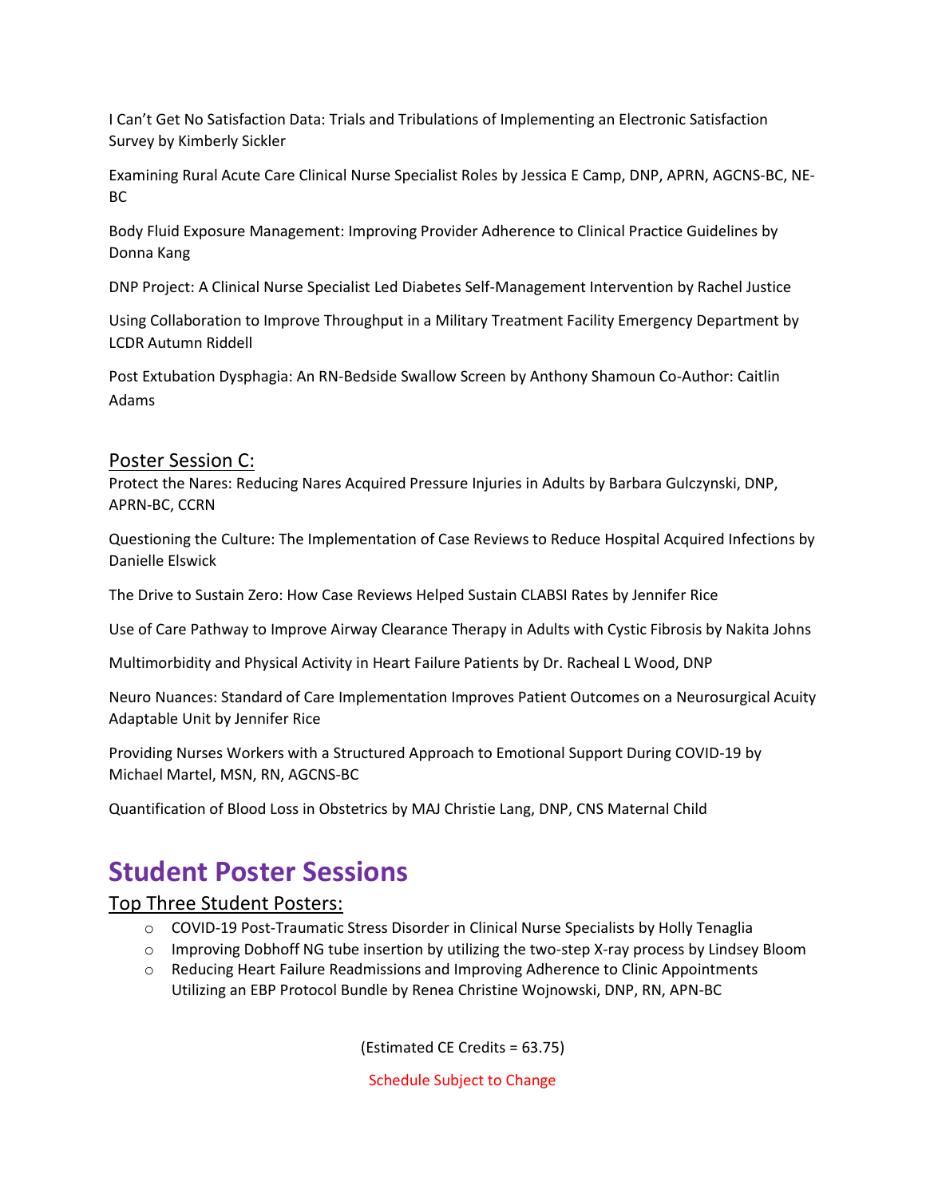I Can't Get No Satisfaction Data: Trials and Tribulations of Implementing an Electronic Satisfaction Survey by Kimberly Sickler

Examining Rural Acute Care Clinical Nurse Specialist Roles by Jessica E Camp, DNP, APRN, AGCNS-BC, NE-BC

Body Fluid Exposure Management: Improving Provider Adherence to Clinical Practice Guidelines by Donna Kang

DNP Project: A Clinical Nurse Specialist Led Diabetes Self-Management Intervention by Rachel Justice

Using Collaboration to Improve Throughput in a Military Treatment Facility Emergency Department by LCDR Autumn Riddell

Post Extubation Dysphagia: An RN-Bedside Swallow Screen by Anthony Shamoun Co-Author: Caitlin Adams

### Poster Session C:

Protect the Nares: Reducing Nares Acquired Pressure Injuries in Adults by Barbara Gulczynski, DNP, APRN-BC, CCRN

Questioning the Culture: The Implementation of Case Reviews to Reduce Hospital Acquired Infections by Danielle Elswick

The Drive to Sustain Zero: How Case Reviews Helped Sustain CLABSI Rates by Jennifer Rice

Use of Care Pathway to Improve Airway Clearance Therapy in Adults with Cystic Fibrosis by Nakita Johns

Multimorbidity and Physical Activity in Heart Failure Patients by Dr. Racheal L Wood, DNP

Neuro Nuances: Standard of Care Implementation Improves Patient Outcomes on a Neurosurgical Acuity Adaptable Unit by Jennifer Rice

Providing Nurses Workers with a Structured Approach to Emotional Support During COVID-19 by Michael Martel, MSN, RN, AGCNS-BC

Quantification of Blood Loss in Obstetrics by MAJ Christie Lang, DNP, CNS Maternal Child

## Student Poster Sessions

### Top Three Student Posters:

- COVID-19 Post-Traumatic Stress Disorder in Clinical Nurse Specialists by Holly Tenaglia
- Improving Dobhoff NG tube insertion by utilizing the two-step X-ray process by Lindsey Bloom
- Reducing Heart Failure Readmissions and Improving Adherence to Clinic Appointments Utilizing an EBP Protocol Bundle by Renea Christine Wojnowski, DNP, RN, APN-BC

(Estimated CE Credits = 63.75)

Schedule Subject to Change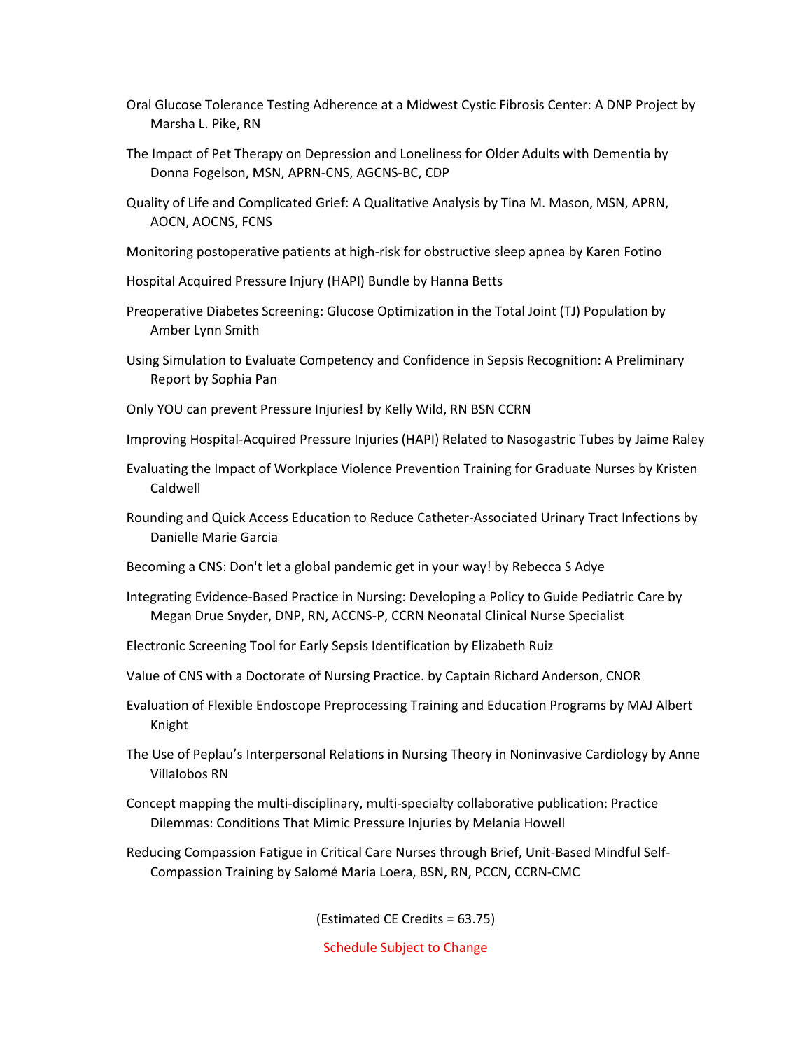Oral Glucose Tolerance Testing Adherence at a Midwest Cystic Fibrosis Center: A DNP Project by Marsha L. Pike, RN

The Impact of Pet Therapy on Depression and Loneliness for Older Adults with Dementia by Donna Fogelson, MSN, APRN-CNS, AGCNS-BC, CDP

Quality of Life and Complicated Grief: A Qualitative Analysis by Tina M. Mason, MSN, APRN, AOCN, AOCNS, FCNS

Monitoring postoperative patients at high-risk for obstructive sleep apnea by Karen Fotino

Hospital Acquired Pressure Injury (HAPI) Bundle by Hanna Betts

Preoperative Diabetes Screening: Glucose Optimization in the Total Joint (TJ) Population by Amber Lynn Smith

Using Simulation to Evaluate Competency and Confidence in Sepsis Recognition: A Preliminary Report by Sophia Pan

Only YOU can prevent Pressure Injuries! by Kelly Wild, RN BSN CCRN

Improving Hospital-Acquired Pressure Injuries (HAPI) Related to Nasogastric Tubes by Jaime Raley

Evaluating the Impact of Workplace Violence Prevention Training for Graduate Nurses by Kristen Caldwell

Rounding and Quick Access Education to Reduce Catheter-Associated Urinary Tract Infections by Danielle Marie Garcia

Becoming a CNS: Don't let a global pandemic get in your way! by Rebecca S Adye

Integrating Evidence-Based Practice in Nursing: Developing a Policy to Guide Pediatric Care by Megan Drue Snyder, DNP, RN, ACCNS-P, CCRN Neonatal Clinical Nurse Specialist

Electronic Screening Tool for Early Sepsis Identification by Elizabeth Ruiz

Value of CNS with a Doctorate of Nursing Practice. by Captain Richard Anderson, CNOR

Evaluation of Flexible Endoscope Preprocessing Training and Education Programs by MAJ Albert Knight

The Use of Peplau's Interpersonal Relations in Nursing Theory in Noninvasive Cardiology by Anne Villalobos RN

Concept mapping the multi-disciplinary, multi-specialty collaborative publication: Practice Dilemmas: Conditions That Mimic Pressure Injuries by Melania Howell

Reducing Compassion Fatigue in Critical Care Nurses through Brief, Unit-Based Mindful Self-Compassion Training by Salomé Maria Loera, BSN, RN, PCCN, CCRN-CMC

(Estimated CE Credits = 63.75)

Schedule Subject to Change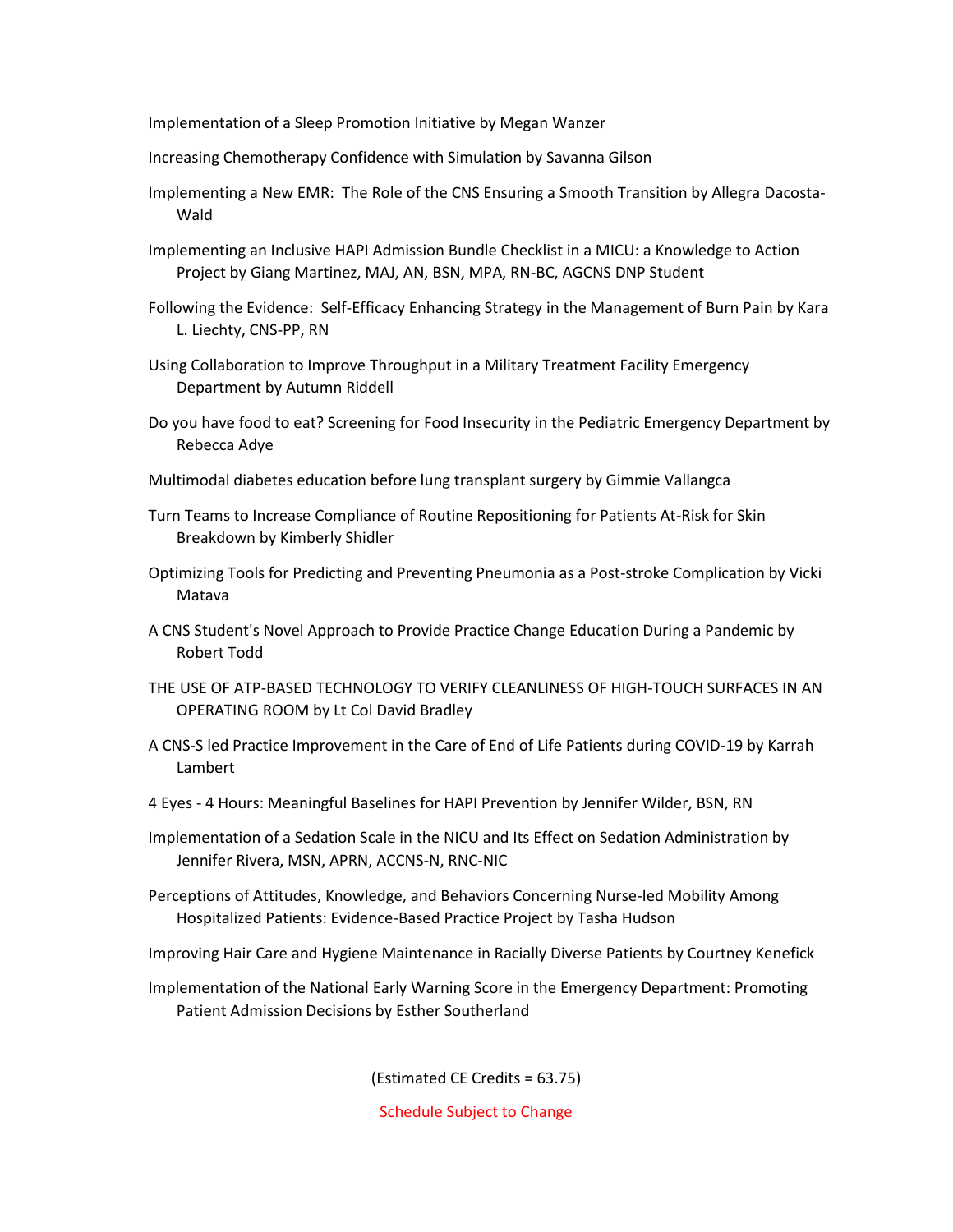Implementation of a Sleep Promotion Initiative by Megan Wanzer

Increasing Chemotherapy Confidence with Simulation by Savanna Gilson

Implementing a New EMR: The Role of the CNS Ensuring a Smooth Transition by Allegra Dacosta-Wald

Implementing an Inclusive HAPI Admission Bundle Checklist in a MICU: a Knowledge to Action Project by Giang Martinez, MAJ, AN, BSN, MPA, RN-BC, AGCNS DNP Student

Following the Evidence: Self-Efficacy Enhancing Strategy in the Management of Burn Pain by Kara L. Liechty, CNS-PP, RN

Using Collaboration to Improve Throughput in a Military Treatment Facility Emergency Department by Autumn Riddell

Do you have food to eat? Screening for Food Insecurity in the Pediatric Emergency Department by Rebecca Adye

Multimodal diabetes education before lung transplant surgery by Gimmie Vallangca

Turn Teams to Increase Compliance of Routine Repositioning for Patients At-Risk for Skin Breakdown by Kimberly Shidler

Optimizing Tools for Predicting and Preventing Pneumonia as a Post-stroke Complication by Vicki Matava

A CNS Student's Novel Approach to Provide Practice Change Education During a Pandemic by Robert Todd

THE USE OF ATP-BASED TECHNOLOGY TO VERIFY CLEANLINESS OF HIGH-TOUCH SURFACES IN AN OPERATING ROOM by Lt Col David Bradley

A CNS-S led Practice Improvement in the Care of End of Life Patients during COVID-19 by Karrah Lambert

4 Eyes - 4 Hours: Meaningful Baselines for HAPI Prevention by Jennifer Wilder, BSN, RN

Implementation of a Sedation Scale in the NICU and Its Effect on Sedation Administration by Jennifer Rivera, MSN, APRN, ACCNS-N, RNC-NIC

Perceptions of Attitudes, Knowledge, and Behaviors Concerning Nurse-led Mobility Among Hospitalized Patients: Evidence-Based Practice Project by Tasha Hudson

Improving Hair Care and Hygiene Maintenance in Racially Diverse Patients by Courtney Kenefick

Implementation of the National Early Warning Score in the Emergency Department: Promoting Patient Admission Decisions by Esther Southerland

(Estimated CE Credits = 63.75)

Schedule Subject to Change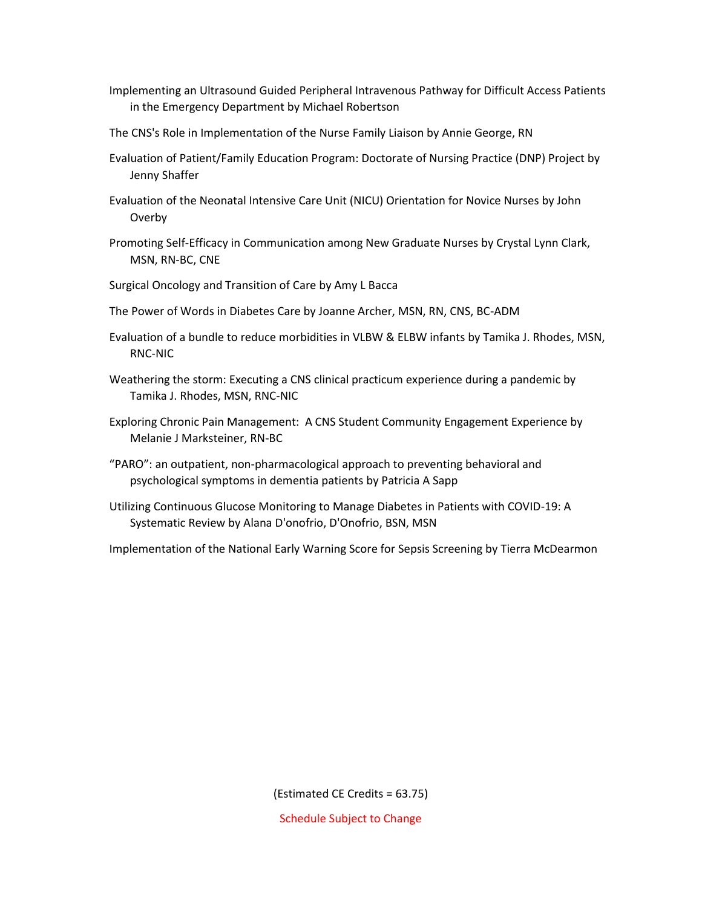Implementing an Ultrasound Guided Peripheral Intravenous Pathway for Difficult Access Patients in the Emergency Department by Michael Robertson

The CNS's Role in Implementation of the Nurse Family Liaison by Annie George, RN

Evaluation of Patient/Family Education Program: Doctorate of Nursing Practice (DNP) Project by Jenny Shaffer

Evaluation of the Neonatal Intensive Care Unit (NICU) Orientation for Novice Nurses by John Overby

Promoting Self-Efficacy in Communication among New Graduate Nurses by Crystal Lynn Clark, MSN, RN-BC, CNE

Surgical Oncology and Transition of Care by Amy L Bacca

The Power of Words in Diabetes Care by Joanne Archer, MSN, RN, CNS, BC-ADM

Evaluation of a bundle to reduce morbidities in VLBW & ELBW infants by Tamika J. Rhodes, MSN, RNC-NIC

Weathering the storm: Executing a CNS clinical practicum experience during a pandemic by Tamika J. Rhodes, MSN, RNC-NIC

Exploring Chronic Pain Management: A CNS Student Community Engagement Experience by Melanie J Marksteiner, RN-BC

"PARO": an outpatient, non-pharmacological approach to preventing behavioral and psychological symptoms in dementia patients by Patricia A Sapp

Utilizing Continuous Glucose Monitoring to Manage Diabetes in Patients with COVID-19: A Systematic Review by Alana D'onofrio, D'Onofrio, BSN, MSN

Implementation of the National Early Warning Score for Sepsis Screening by Tierra McDearmon

(Estimated CE Credits = 63.75)

Schedule Subject to Change